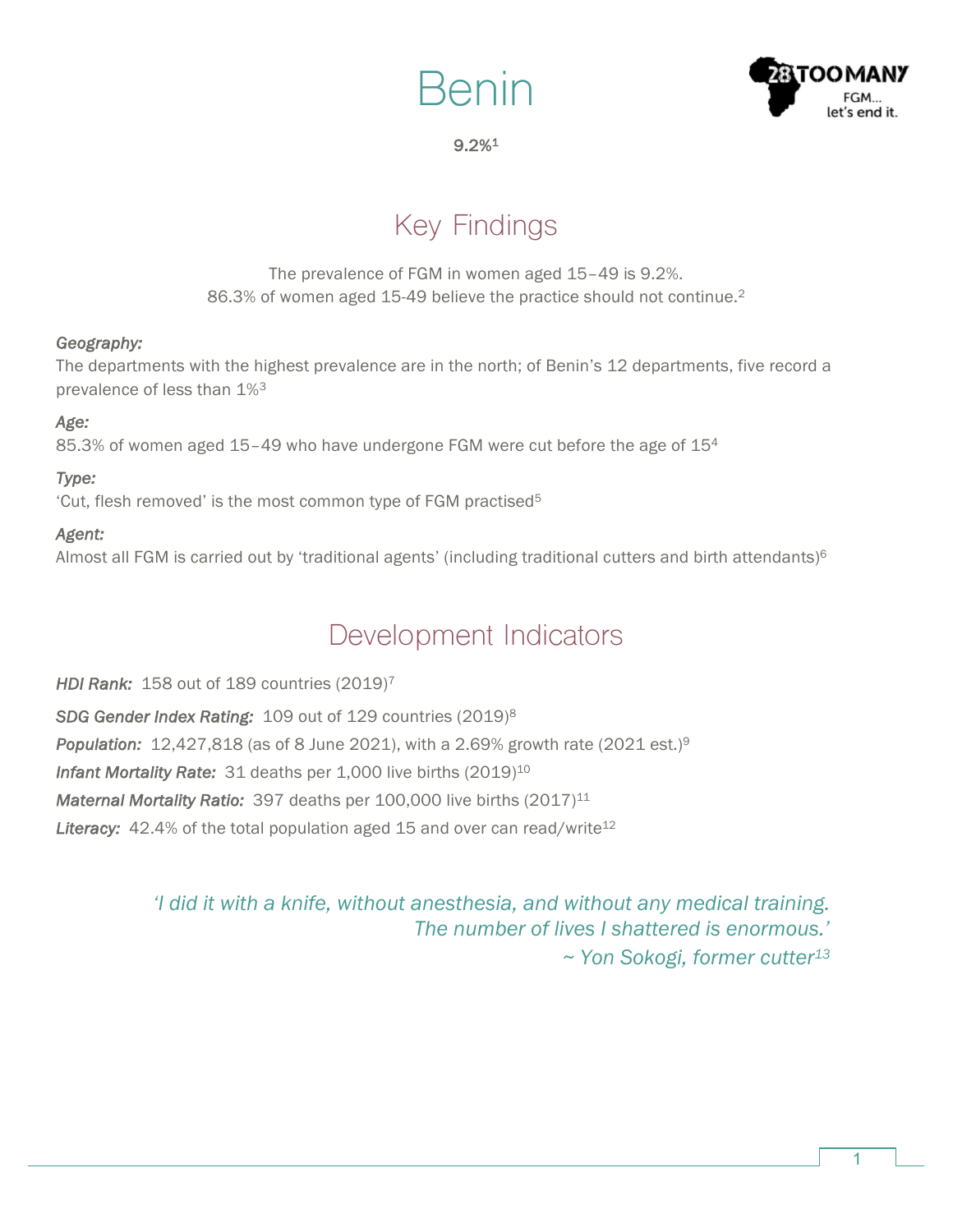# Benin

**9.2%[1]**

## Key Findings

The prevalence of FGM in women aged 15–49 is 9.2%.
86.3% of women aged 15-49 believe the practice should not continue.[2]

***Geography:***
The departments with the highest prevalence are in the north; of Benin's 12 departments, five record a prevalence of less than 1%[3]

***Age:***
85.3% of women aged 15–49 who have undergone FGM were cut before the age of 15[4]

***Type:***
'Cut, flesh removed' is the most common type of FGM practised[5]

***Agent:***
Almost all FGM is carried out by 'traditional agents' (including traditional cutters and birth attendants)[6]

## Development Indicators

***HDI Rank:*** 158 out of 189 countries (2019)[7]

***SDG Gender Index Rating:*** 109 out of 129 countries (2019)[8]

***Population:*** 12,427,818 (as of 8 June 2021), with a 2.69% growth rate (2021 est.)[9]

***Infant Mortality Rate:*** 31 deaths per 1,000 live births (2019)[10]

***Maternal Mortality Ratio:*** 397 deaths per 100,000 live births (2017)[11]

***Literacy:*** 42.4% of the total population aged 15 and over can read/write[12]

*'I did it with a knife, without anesthesia, and without any medical training. The number of lives I shattered is enormous.'*
*~ Yon Sokogi, former cutter[13]*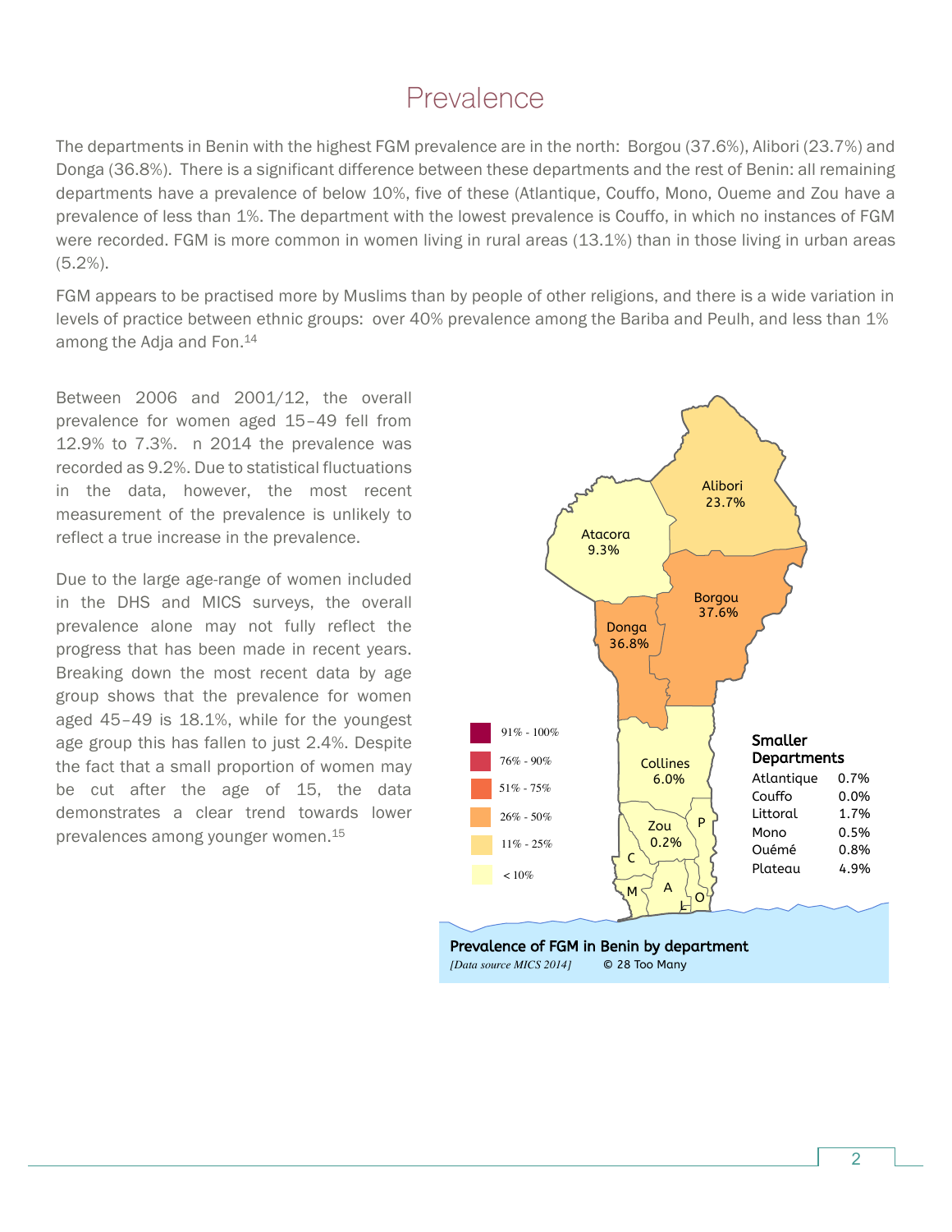# Prevalence

The departments in Benin with the highest FGM prevalence are in the north: Borgou (37.6%), Alibori (23.7%) and Donga (36.8%). There is a significant difference between these departments and the rest of Benin: all remaining departments have a prevalence of below 10%, five of these (Atlantique, Couffo, Mono, Oueme and Zou have a prevalence of less than 1%. The department with the lowest prevalence is Couffo, in which no instances of FGM were recorded. FGM is more common in women living in rural areas (13.1%) than in those living in urban areas (5.2%).

FGM appears to be practised more by Muslims than by people of other religions, and there is a wide variation in levels of practice between ethnic groups: over 40% prevalence among the Bariba and Peulh, and less than 1% among the Adja and Fon.[14]

Between 2006 and 2001/12, the overall prevalence for women aged 15–49 fell from 12.9% to 7.3%. n 2014 the prevalence was recorded as 9.2%. Due to statistical fluctuations in the data, however, the most recent measurement of the prevalence is unlikely to reflect a true increase in the prevalence.

Due to the large age-range of women included in the DHS and MICS surveys, the overall prevalence alone may not fully reflect the progress that has been made in recent years. Breaking down the most recent data by age group shows that the prevalence for women aged 45–49 is 18.1%, while for the youngest age group this has fallen to just 2.4%. Despite the fact that a small proportion of women may be cut after the age of 15, the data demonstrates a clear trend towards lower prevalences among younger women.[15]

Alibori 23.7%, Atacora 9.3%, Borgou 37.6%, Donga 36.8%, Collines 6.0%, Zou 0.2%

Legend: 91% - 100%; 76% - 90%; 51% - 75%; 26% - 50%; 11% - 25%; < 10%

**Smaller Departments**

| Department | Prevalence |
|---|---|
| Atlantique | 0.7% |
| Couffo | 0.0% |
| Littoral | 1.7% |
| Mono | 0.5% |
| Ouémé | 0.8% |
| Plateau | 4.9% |

**Prevalence of FGM in Benin by department**

*[Data source MICS 2014]* © 28 Too Many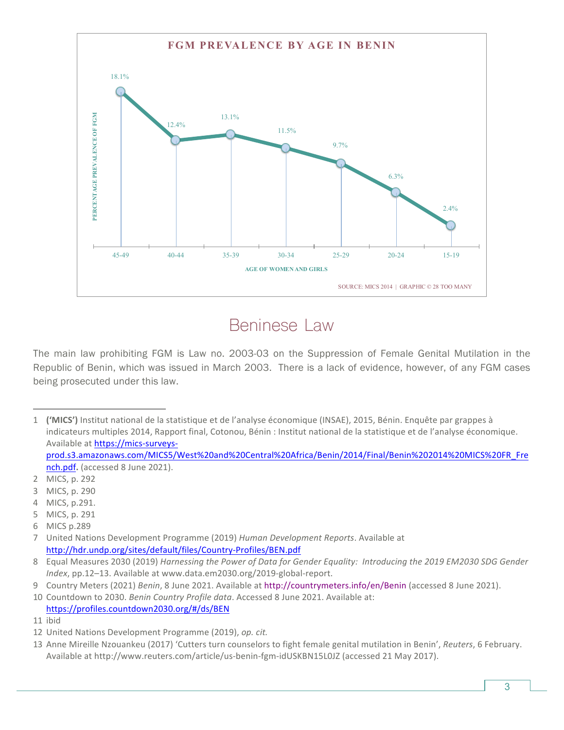**FGM PREVALENCE BY AGE IN BENIN**

| Age of women and girls | Percentage prevalence of FGM |
|---|---|
| 45-49 | 18.1% |
| 40-44 | 12.4% |
| 35-39 | 13.1% |
| 30-34 | 11.5% |
| 25-29 | 9.7% |
| 20-24 | 6.3% |
| 15-19 | 2.4% |

SOURCE: MICS 2014 | GRAPHIC © 28 TOO MANY

## Beninese Law

The main law prohibiting FGM is Law no. 2003-03 on the Suppression of Female Genital Mutilation in the Republic of Benin, which was issued in March 2003. There is a lack of evidence, however, of any FGM cases being prosecuted under this law.

---

1 **('MICS')** Institut national de la statistique et de l'analyse économique (INSAE), 2015, Bénin. Enquête par grappes à indicateurs multiples 2014, Rapport final, Cotonou, Bénin : Institut national de la statistique et de l'analyse économique. Available at https://mics-surveys-prod.s3.amazonaws.com/MICS5/West%20and%20Central%20Africa/Benin/2014/Final/Benin%202014%20MICS%20FR_French.pdf. (accessed 8 June 2021).

2 MICS, p. 292

3 MICS, p. 290

4 MICS, p.291.

5 MICS, p. 291

6 MICS p.289

7 United Nations Development Programme (2019) *Human Development Reports*. Available at http://hdr.undp.org/sites/default/files/Country-Profiles/BEN.pdf

8 Equal Measures 2030 (2019) *Harnessing the Power of Data for Gender Equality: Introducing the 2019 EM2030 SDG Gender Index*, pp.12–13. Available at www.data.em2030.org/2019-global-report.

9 Country Meters (2021) *Benin*, 8 June 2021. Available at http://countrymeters.info/en/Benin (accessed 8 June 2021).

10 Countdown to 2030. *Benin Country Profile data*. Accessed 8 June 2021. Available at: https://profiles.countdown2030.org/#/ds/BEN

11 ibid

12 United Nations Development Programme (2019), *op. cit.*

13 Anne Mireille Nzouankeu (2017) 'Cutters turn counselors to fight female genital mutilation in Benin', *Reuters*, 6 February. Available at http://www.reuters.com/article/us-benin-fgm-idUSKBN15L0JZ (accessed 21 May 2017).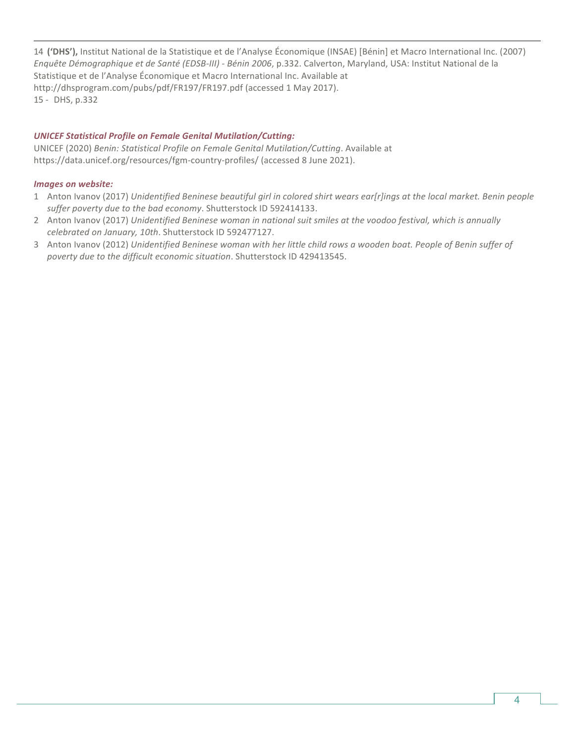14 **('DHS'),** Institut National de la Statistique et de l'Analyse Économique (INSAE) [Bénin] et Macro International Inc. (2007) *Enquête Démographique et de Santé (EDSB-III) - Bénin 2006*, p.332. Calverton, Maryland, USA: Institut National de la Statistique et de l'Analyse Économique et Macro International Inc. Available at http://dhsprogram.com/pubs/pdf/FR197/FR197.pdf (accessed 1 May 2017).
15 - DHS, p.332

***UNICEF Statistical Profile on Female Genital Mutilation/Cutting:***

UNICEF (2020) *Benin: Statistical Profile on Female Genital Mutilation/Cutting*. Available at https://data.unicef.org/resources/fgm-country-profiles/ (accessed 8 June 2021).

***Images on website:***

1 Anton Ivanov (2017) *Unidentified Beninese beautiful girl in colored shirt wears ear[r]ings at the local market. Benin people suffer poverty due to the bad economy*. Shutterstock ID 592414133.
2 Anton Ivanov (2017) *Unidentified Beninese woman in national suit smiles at the voodoo festival, which is annually celebrated on January, 10th*. Shutterstock ID 592477127.
3 Anton Ivanov (2012) *Unidentified Beninese woman with her little child rows a wooden boat. People of Benin suffer of poverty due to the difficult economic situation*. Shutterstock ID 429413545.